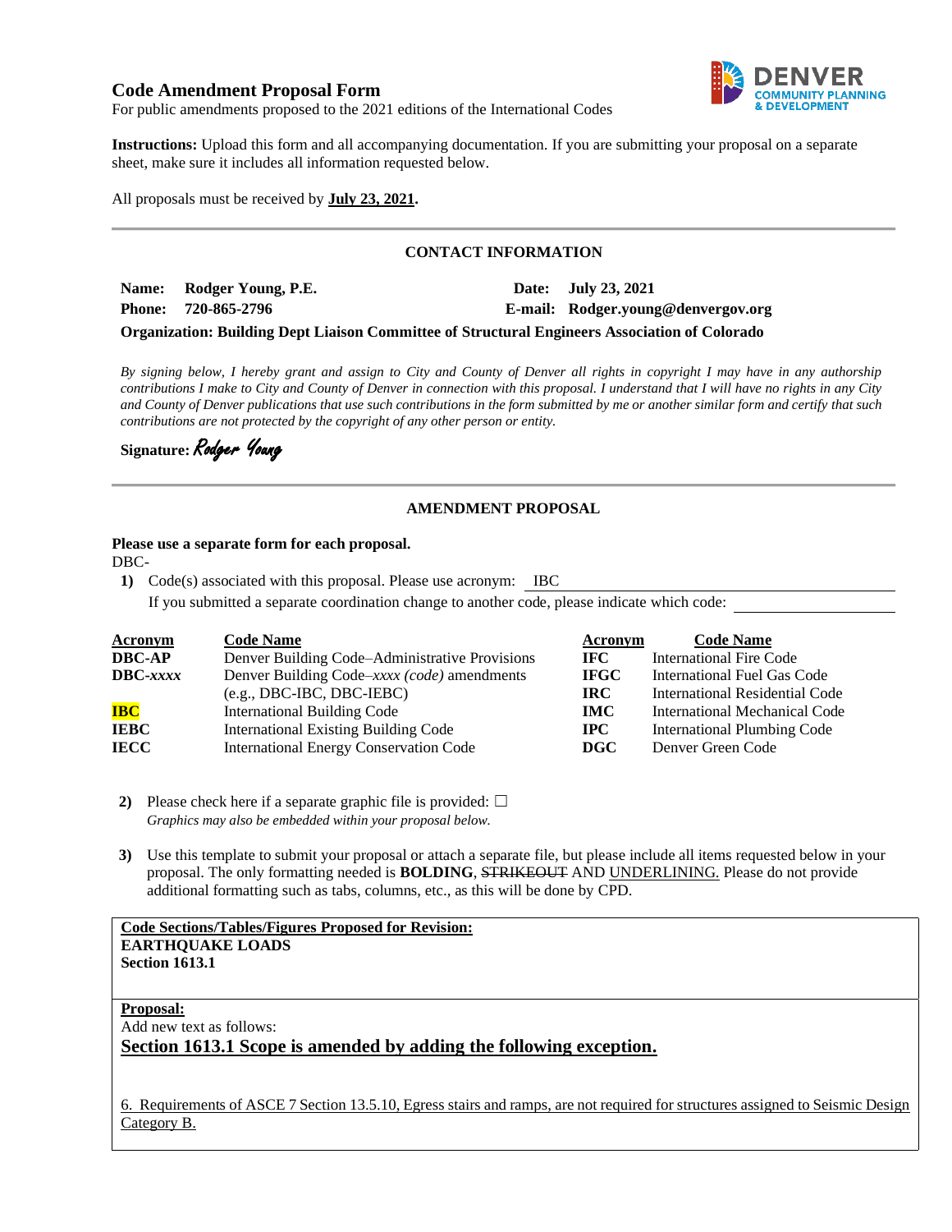# Code Amendment Proposal Form

For public amendments proposed to the 2021 editions of the International Codes

DENVER COMMUNITY PLANNING & DEVELOPMENT

**Instructions:** Upload this form and all accompanying documentation. If you are submitting your proposal on a separate sheet, make sure it includes all information requested below.

All proposals must be received by **July 23, 2021.**

---

## CONTACT INFORMATION

**Name:** **Rodger Young, P.E.** **Date:** **July 23, 2021**

**Phone:** **720-865-2796** **E-mail:** **Rodger.young@denvergov.org**

**Organization: Building Dept Liaison Committee of Structural Engineers Association of Colorado**

*By signing below, I hereby grant and assign to City and County of Denver all rights in copyright I may have in any authorship contributions I make to City and County of Denver in connection with this proposal. I understand that I will have no rights in any City and County of Denver publications that use such contributions in the form submitted by me or another similar form and certify that such contributions are not protected by the copyright of any other person or entity.*

**Signature:** *Rodger Young*

---

## AMENDMENT PROPOSAL

**Please use a separate form for each proposal.**

DBC-

1) Code(s) associated with this proposal. Please use acronym: IBC

   If you submitted a separate coordination change to another code, please indicate which code:

| Acronym | Code Name | Acronym | Code Name |
|---|---|---|---|
| **DBC-AP** | Denver Building Code–Administrative Provisions | **IFC** | International Fire Code |
| **DBC-*xxxx*** | Denver Building Code–*xxxx (code)* amendments (e.g., DBC-IBC, DBC-IEBC) | **IFGC** | International Fuel Gas Code |
| | | **IRC** | International Residential Code |
| **IBC** | International Building Code | **IMC** | International Mechanical Code |
| **IEBC** | International Existing Building Code | **IPC** | International Plumbing Code |
| **IECC** | International Energy Conservation Code | **DGC** | Denver Green Code |

2) Please check here if a separate graphic file is provided: ☐

   *Graphics may also be embedded within your proposal below.*

3) Use this template to submit your proposal or attach a separate file, but please include all items requested below in your proposal. The only formatting needed is **BOLDING**, ~~STRIKEOUT~~ AND <u>UNDERLINING.</u> Please do not provide additional formatting such as tabs, columns, etc., as this will be done by CPD.

**<u>Code Sections/Tables/Figures Proposed for Revision:</u>**
**EARTHQUAKE LOADS**
**Section 1613.1**

**<u>Proposal:</u>**
Add new text as follows:

**<u>Section 1613.1 Scope is amended by adding the following exception.</u>**

<u>6. Requirements of ASCE 7 Section 13.5.10, Egress stairs and ramps, are not required for structures assigned to Seismic Design Category B.</u>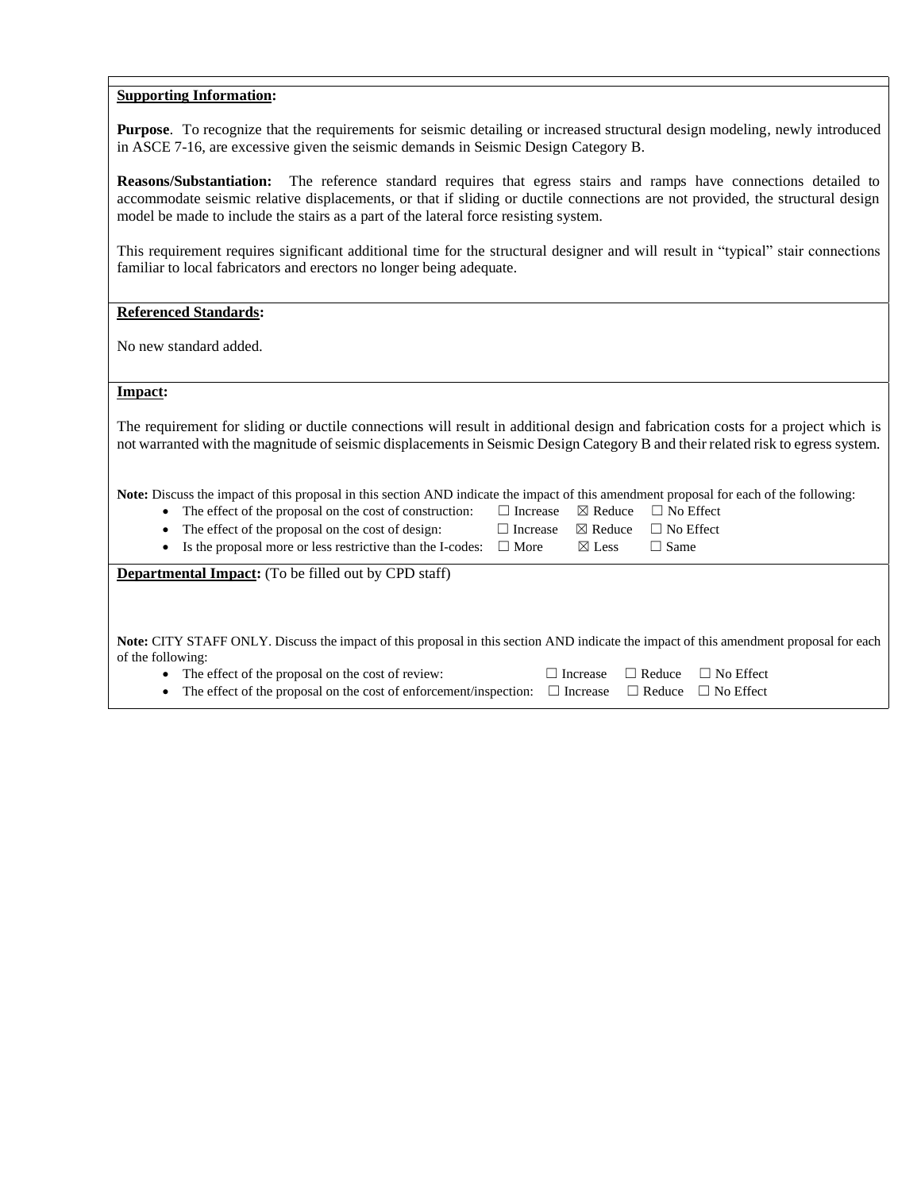**Supporting Information:**

**Purpose**. To recognize that the requirements for seismic detailing or increased structural design modeling, newly introduced in ASCE 7-16, are excessive given the seismic demands in Seismic Design Category B.

**Reasons/Substantiation:** The reference standard requires that egress stairs and ramps have connections detailed to accommodate seismic relative displacements, or that if sliding or ductile connections are not provided, the structural design model be made to include the stairs as a part of the lateral force resisting system.

This requirement requires significant additional time for the structural designer and will result in "typical" stair connections familiar to local fabricators and erectors no longer being adequate.

**Referenced Standards:**

No new standard added.

**Impact:**

The requirement for sliding or ductile connections will result in additional design and fabrication costs for a project which is not warranted with the magnitude of seismic displacements in Seismic Design Category B and their related risk to egress system.

**Note:** Discuss the impact of this proposal in this section AND indicate the impact of this amendment proposal for each of the following:

- The effect of the proposal on the cost of construction: ☐ Increase ☒ Reduce ☐ No Effect
- The effect of the proposal on the cost of design: ☐ Increase ☒ Reduce ☐ No Effect
- Is the proposal more or less restrictive than the I-codes: ☐ More ☒ Less ☐ Same

**Departmental Impact:** (To be filled out by CPD staff)

**Note:** CITY STAFF ONLY. Discuss the impact of this proposal in this section AND indicate the impact of this amendment proposal for each of the following:

- The effect of the proposal on the cost of review: ☐ Increase ☐ Reduce ☐ No Effect
- The effect of the proposal on the cost of enforcement/inspection: ☐ Increase ☐ Reduce ☐ No Effect